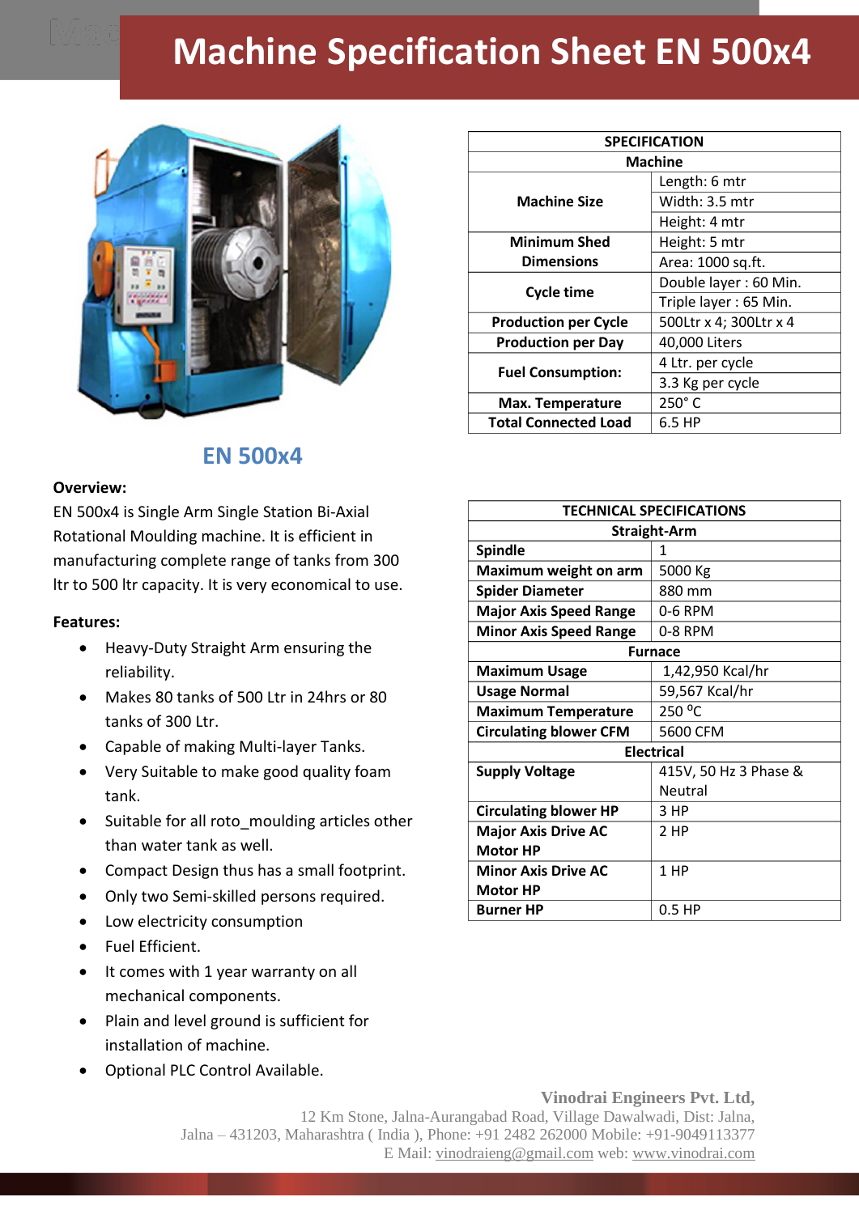# Machine Specification Sheet EN 500x4

## EN 500x4

**Overview:**

EN 500x4 is Single Arm Single Station Bi-Axial Rotational Moulding machine. It is efficient in manufacturing complete range of tanks from 300 ltr to 500 ltr capacity. It is very economical to use.

**Features:**

- Heavy-Duty Straight Arm ensuring the reliability.
- Makes 80 tanks of 500 Ltr in 24hrs or 80 tanks of 300 Ltr.
- Capable of making Multi-layer Tanks.
- Very Suitable to make good quality foam tank.
- Suitable for all roto_moulding articles other than water tank as well.
- Compact Design thus has a small footprint.
- Only two Semi-skilled persons required.
- Low electricity consumption
- Fuel Efficient.
- It comes with 1 year warranty on all mechanical components.
- Plain and level ground is sufficient for installation of machine.
- Optional PLC Control Available.

| SPECIFICATION | |
|---|---|
| **Machine** | |
| **Machine Size** | Length: 6 mtr |
| | Width: 3.5 mtr |
| | Height: 4 mtr |
| **Minimum Shed Dimensions** | Height: 5 mtr |
| | Area: 1000 sq.ft. |
| **Cycle time** | Double layer : 60 Min. |
| | Triple layer : 65 Min. |
| **Production per Cycle** | 500Ltr x 4; 300Ltr x 4 |
| **Production per Day** | 40,000 Liters |
| **Fuel Consumption:** | 4 Ltr. per cycle |
| | 3.3 Kg per cycle |
| **Max. Temperature** | 250° C |
| **Total Connected Load** | 6.5 HP |

| TECHNICAL SPECIFICATIONS | |
|---|---|
| **Straight-Arm** | |
| **Spindle** | 1 |
| **Maximum weight on arm** | 5000 Kg |
| **Spider Diameter** | 880 mm |
| **Major Axis Speed Range** | 0-6 RPM |
| **Minor Axis Speed Range** | 0-8 RPM |
| **Furnace** | |
| **Maximum Usage** | 1,42,950 Kcal/hr |
| **Usage Normal** | 59,567 Kcal/hr |
| **Maximum Temperature** | 250 °C |
| **Circulating blower CFM** | 5600 CFM |
| **Electrical** | |
| **Supply Voltage** | 415V, 50 Hz 3 Phase & Neutral |
| **Circulating blower HP** | 3 HP |
| **Major Axis Drive AC Motor HP** | 2 HP |
| **Minor Axis Drive AC Motor HP** | 1 HP |
| **Burner HP** | 0.5 HP |

**Vinodrai Engineers Pvt. Ltd,**
12 Km Stone, Jalna-Aurangabad Road, Village Dawalwadi, Dist: Jalna,
Jalna – 431203, Maharashtra ( India ), Phone: +91 2482 262000 Mobile: +91-9049113377
E Mail: vinodraieng@gmail.com web: www.vinodrai.com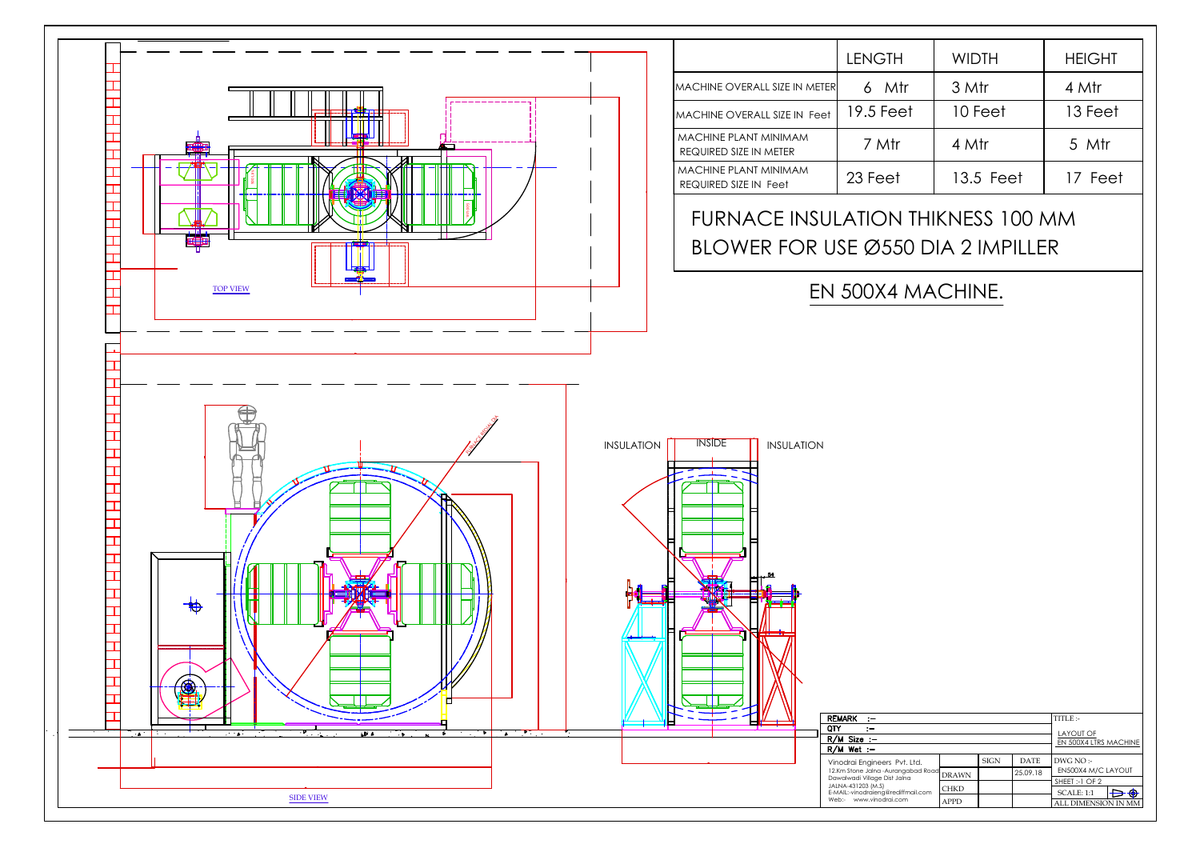| | LENGTH | WIDTH | HEIGHT |
|---|---|---|---|
| MACHINE OVERALL SIZE IN METER | 6 Mtr | 3 Mtr | 4 Mtr |
| MACHINE OVERALL SIZE IN Feet | 19.5 Feet | 10 Feet | 13 Feet |
| MACHINE PLANT MINIMAM REQUIRED SIZE IN METER | 7 Mtr | 4 Mtr | 5 Mtr |
| MACHINE PLANT MINIMAM REQUIRED SIZE IN Feet | 23 Feet | 13.5 Feet | 17 Feet |

FURNACE INSULATION THIKNESS 100 MM

BLOWER FOR USE Ø550 DIA 2 IMPILLER

EN 500X4 MACHINE.

TOP VIEW

SIDE VIEW

INSULATION

INSIDE

INSULATION

| | | | |
|---|---|---|---|
| REMARK :– | | | TITLE :- LAYOUT OF EN 500X4 LTRS MACHINE |
| QTY :– | | | |
| R/M Size :– | | | |
| R/M Wet :– | | | |
| Vinodrai Engineers Pvt. Ltd. 12.Km Stone Jalna -Aurangabad Road Dawalwadi Village Dist Jalna JALNA-431203 (M.S) E-MAIL:-vinodraieng@rediffmail.com Web:- www.vinodrai.com | SIGN | DATE | DWG NO :- EN500X4 M/C LAYOUT |
| DRAWN | | 25.09.18 | SHEET :-1 OF 2 |
| CHKD | | | SCALE: 1:1 |
| APPD | | | ALL DIMENSION IN MM |